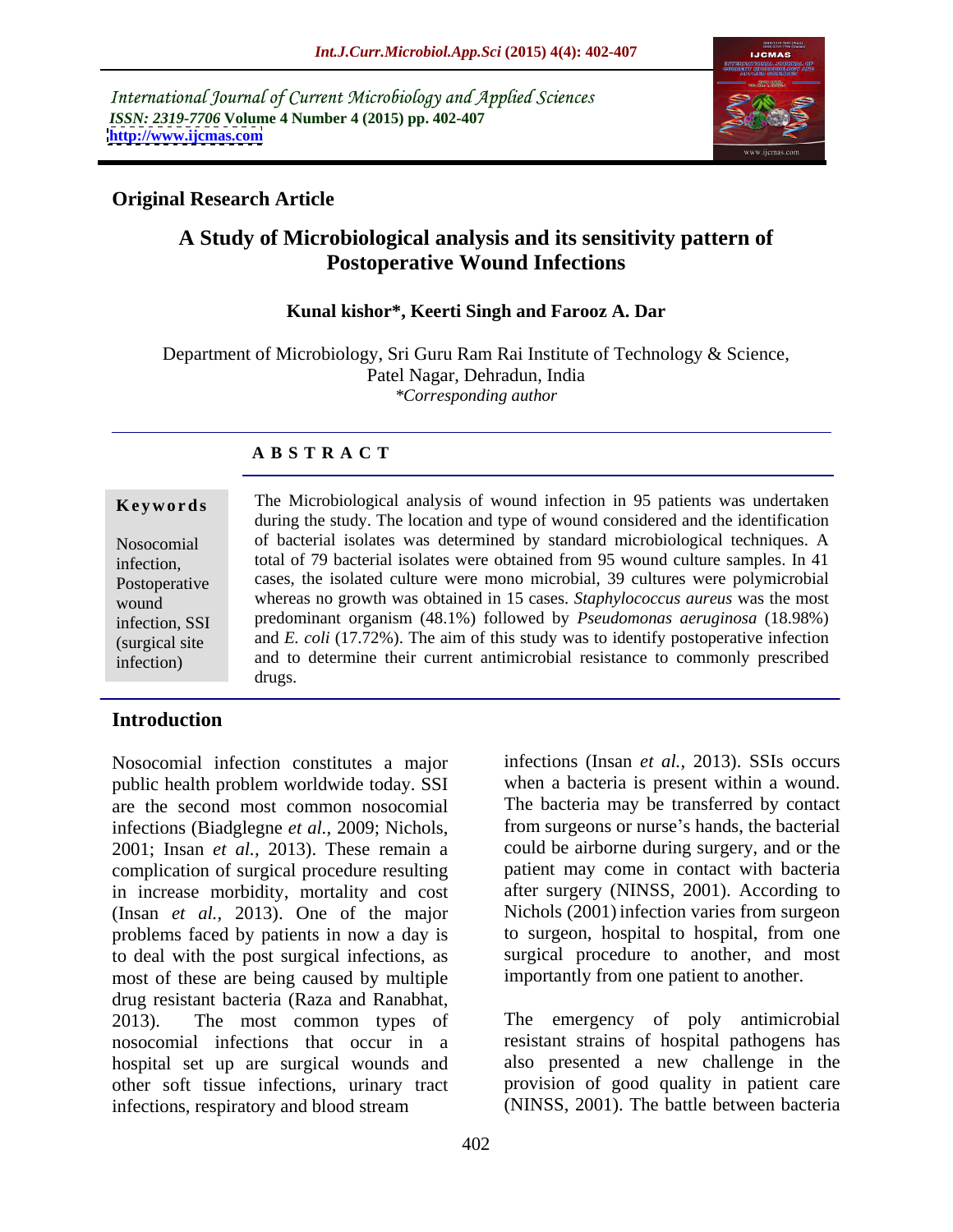International Journal of Current Microbiology and Applied Sciences
*ISSN: 2319-7706* **Volume 4 Number 4 (2015) pp. 402-407**
**http://www.ijcmas.com**

**Original Research Article**

# A Study of Microbiological analysis and its sensitivity pattern of Postoperative Wound Infections

**Kunal kishor\*, Keerti Singh and Farooz A. Dar**

Department of Microbiology, Sri Guru Ram Rai Institute of Technology & Science, Patel Nagar, Dehradun, India
*\*Corresponding author*

## A B S T R A C T

**Keywords**

Nosocomial infection, Postoperative wound infection, SSI (surgical site infection)

The Microbiological analysis of wound infection in 95 patients was undertaken during the study. The location and type of wound considered and the identification of bacterial isolates was determined by standard microbiological techniques. A total of 79 bacterial isolates were obtained from 95 wound culture samples. In 41 cases, the isolated culture were mono microbial, 39 cultures were polymicrobial whereas no growth was obtained in 15 cases. *Staphylococcus aureus* was the most predominant organism (48.1%) followed by *Pseudomonas aeruginosa* (18.98%) and *E. coli* (17.72%). The aim of this study was to identify postoperative infection and to determine their current antimicrobial resistance to commonly prescribed drugs.

## Introduction

Nosocomial infection constitutes a major public health problem worldwide today. SSI are the second most common nosocomial infections (Biadglegne *et al.,* 2009; Nichols, 2001; Insan *et al.,* 2013). These remain a complication of surgical procedure resulting in increase morbidity, mortality and cost (Insan *et al.,* 2013). One of the major problems faced by patients in now a day is to deal with the post surgical infections, as most of these are being caused by multiple drug resistant bacteria (Raza and Ranabhat, 2013). The most common types of nosocomial infections that occur in a hospital set up are surgical wounds and other soft tissue infections, urinary tract infections, respiratory and blood stream infections (Insan *et al.,* 2013). SSIs occurs when a bacteria is present within a wound. The bacteria may be transferred by contact from surgeons or nurse's hands, the bacterial could be airborne during surgery, and or the patient may come in contact with bacteria after surgery (NINSS, 2001). According to Nichols (2001) infection varies from surgeon to surgeon, hospital to hospital, from one surgical procedure to another, and most importantly from one patient to another.

The emergency of poly antimicrobial resistant strains of hospital pathogens has also presented a new challenge in the provision of good quality in patient care (NINSS, 2001). The battle between bacteria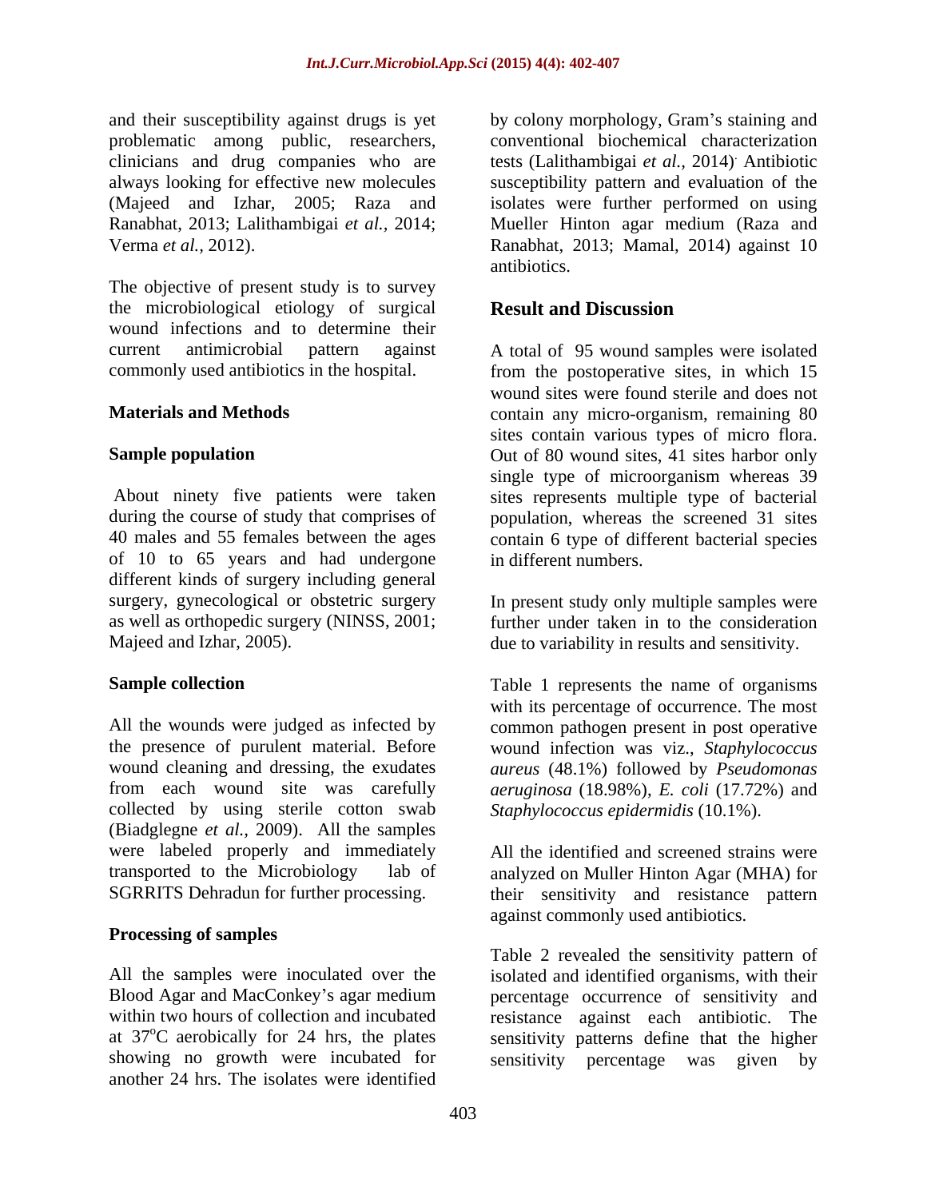and their susceptibility against drugs is yet problematic among public, researchers, clinicians and drug companies who are always looking for effective new molecules (Majeed and Izhar, 2005; Raza and Ranabhat, 2013; Lalithambigai *et al.*, 2014; Verma *et al.,* 2012).

The objective of present study is to survey the microbiological etiology of surgical wound infections and to determine their current antimicrobial pattern against commonly used antibiotics in the hospital.

## Materials and Methods

### Sample population

About ninety five patients were taken during the course of study that comprises of 40 males and 55 females between the ages of 10 to 65 years and had undergone different kinds of surgery including general surgery, gynecological or obstetric surgery as well as orthopedic surgery (NINSS, 2001; Majeed and Izhar, 2005).

### Sample collection

All the wounds were judged as infected by the presence of purulent material. Before wound cleaning and dressing, the exudates from each wound site was carefully collected by using sterile cotton swab (Biadglegne *et al.,* 2009). All the samples were labeled properly and immediately transported to the Microbiology lab of SGRRITS Dehradun for further processing.

### Processing of samples

All the samples were inoculated over the Blood Agar and MacConkey's agar medium within two hours of collection and incubated at 37$^{o}$C aerobically for 24 hrs, the plates showing no growth were incubated for another 24 hrs. The isolates were identified by colony morphology, Gram's staining and conventional biochemical characterization tests (Lalithambigai *et al.,* 2014). Antibiotic susceptibility pattern and evaluation of the isolates were further performed on using Mueller Hinton agar medium (Raza and Ranabhat, 2013; Mamal, 2014) against 10 antibiotics.

## Result and Discussion

A total of 95 wound samples were isolated from the postoperative sites, in which 15 wound sites were found sterile and does not contain any micro-organism, remaining 80 sites contain various types of micro flora. Out of 80 wound sites, 41 sites harbor only single type of microorganism whereas 39 sites represents multiple type of bacterial population, whereas the screened 31 sites contain 6 type of different bacterial species in different numbers.

In present study only multiple samples were further under taken in to the consideration due to variability in results and sensitivity.

Table 1 represents the name of organisms with its percentage of occurrence. The most common pathogen present in post operative wound infection was viz., *Staphylococcus aureus* (48.1%) followed by *Pseudomonas aeruginosa* (18.98%), *E. coli* (17.72%) and *Staphylococcus epidermidis* (10.1%).

All the identified and screened strains were analyzed on Muller Hinton Agar (MHA) for their sensitivity and resistance pattern against commonly used antibiotics.

Table 2 revealed the sensitivity pattern of isolated and identified organisms, with their percentage occurrence of sensitivity and resistance against each antibiotic. The sensitivity patterns define that the higher sensitivity percentage was given by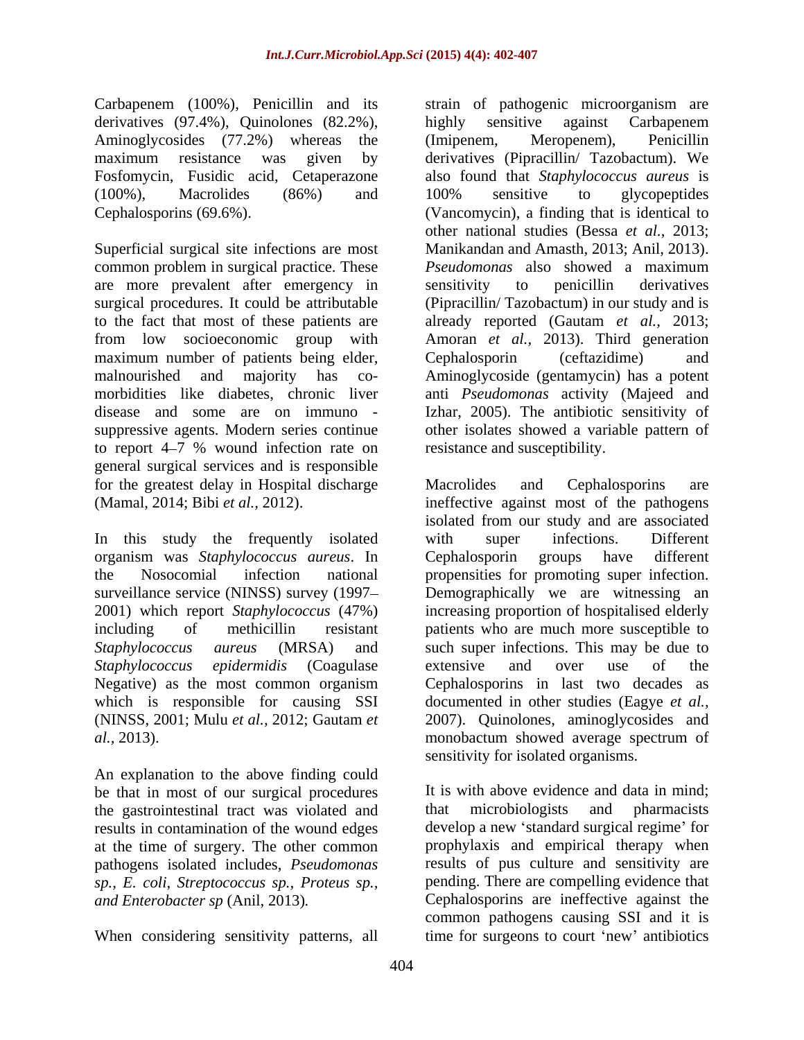Carbapenem (100%), Penicillin and its derivatives (97.4%), Quinolones (82.2%), Aminoglycosides (77.2%) whereas the maximum resistance was given by Fosfomycin, Fusidic acid, Cetaperazone (100%), Macrolides (86%) and Cephalosporins (69.6%).

Superficial surgical site infections are most common problem in surgical practice. These are more prevalent after emergency in surgical procedures. It could be attributable to the fact that most of these patients are from low socioeconomic group with maximum number of patients being elder, malnourished and majority has co-morbidities like diabetes, chronic liver disease and some are on immuno - suppressive agents. Modern series continue to report 4–7 % wound infection rate on general surgical services and is responsible for the greatest delay in Hospital discharge (Mamal, 2014; Bibi *et al.,* 2012).

In this study the frequently isolated organism was *Staphylococcus aureus*. In the Nosocomial infection national surveillance service (NINSS) survey (1997–2001) which report *Staphylococcus* (47%) including of methicillin resistant *Staphylococcus aureus* (MRSA) and *Staphylococcus epidermidis* (Coagulase Negative) as the most common organism which is responsible for causing SSI (NINSS, 2001; Mulu *et al.,* 2012; Gautam *et al.,* 2013).

An explanation to the above finding could be that in most of our surgical procedures the gastrointestinal tract was violated and results in contamination of the wound edges at the time of surgery. The other common pathogens isolated includes, *Pseudomonas sp., E. coli*, *Streptococcus sp., Proteus sp., and Enterobacter sp* (Anil, 2013).

When considering sensitivity patterns, all strain of pathogenic microorganism are highly sensitive against Carbapenem (Imipenem, Meropenem), Penicillin derivatives (Pipracillin/ Tazobactum). We also found that *Staphylococcus aureus* is 100% sensitive to glycopeptides (Vancomycin), a finding that is identical to other national studies (Bessa *et al.,* 2013; Manikandan and Amasth, 2013; Anil, 2013). *Pseudomonas* also showed a maximum sensitivity to penicillin derivatives (Pipracillin/ Tazobactum) in our study and is already reported (Gautam *et al.,* 2013; Amoran *et al.,* 2013). Third generation Cephalosporin (ceftazidime) and Aminoglycoside (gentamycin) has a potent anti *Pseudomonas* activity (Majeed and Izhar, 2005). The antibiotic sensitivity of other isolates showed a variable pattern of resistance and susceptibility.

Macrolides and Cephalosporins are ineffective against most of the pathogens isolated from our study and are associated with super infections. Different Cephalosporin groups have different propensities for promoting super infection. Demographically we are witnessing an increasing proportion of hospitalised elderly patients who are much more susceptible to such super infections. This may be due to extensive and over use of the Cephalosporins in last two decades as documented in other studies (Eagye *et al.,* 2007). Quinolones, aminoglycosides and monobactum showed average spectrum of sensitivity for isolated organisms.

It is with above evidence and data in mind; that microbiologists and pharmacists develop a new 'standard surgical regime' for prophylaxis and empirical therapy when results of pus culture and sensitivity are pending. There are compelling evidence that Cephalosporins are ineffective against the common pathogens causing SSI and it is time for surgeons to court 'new' antibiotics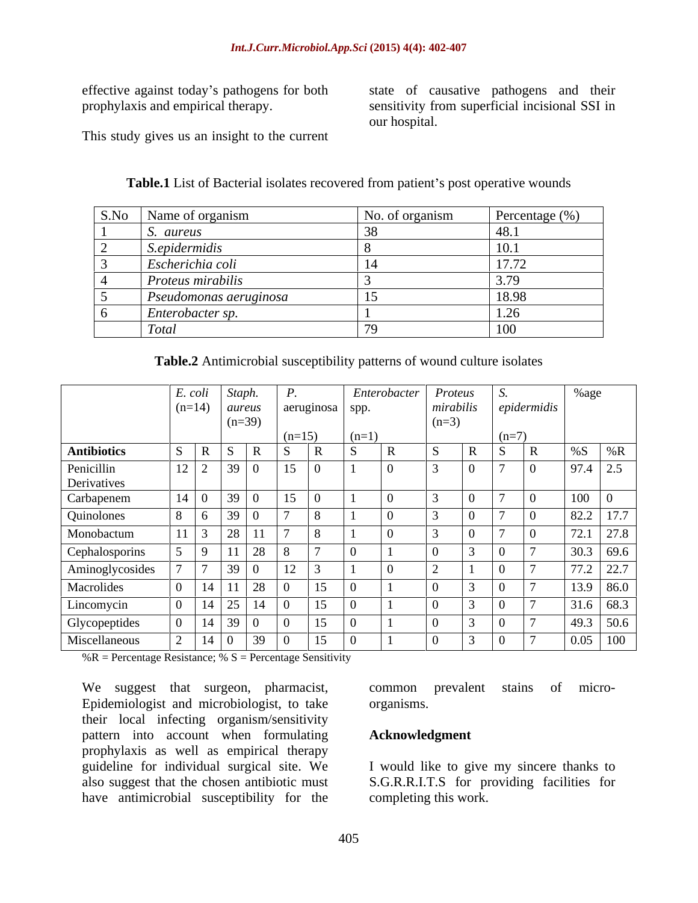effective against today's pathogens for both prophylaxis and empirical therapy.

This study gives us an insight to the current state of causative pathogens and their sensitivity from superficial incisional SSI in our hospital.

**Table.1** List of Bacterial isolates recovered from patient's post operative wounds

| S.No | Name of organism | No. of organism | Percentage (%) |
|---|---|---|---|
| 1 | *S. aureus* | 38 | 48.1 |
| 2 | *S.epidermidis* | 8 | 10.1 |
| 3 | *Escherichia coli* | 14 | 17.72 |
| 4 | *Proteus mirabilis* | 3 | 3.79 |
| 5 | *Pseudomonas aeruginosa* | 15 | 18.98 |
| 6 | *Enterobacter sp.* | 1 | 1.26 |
| | *Total* | 79 | 100 |

**Table.2** Antimicrobial susceptibility patterns of wound culture isolates

| | *E. coli* (n=14) | | *Staph. aureus* (n=39) | | *P.* aeruginosa (n=15) | | *Enterobacter* spp. (n=1) | | *Proteus mirabilis* (n=3) | | *S. epidermidis* (n=7) | | %age | |
|---|---|---|---|---|---|---|---|---|---|---|---|---|---|---|
| **Antibiotics** | S | R | S | R | S | R | S | R | S | R | S | R | %S | %R |
| Penicillin Derivatives | 12 | 2 | 39 | 0 | 15 | 0 | 1 | 0 | 3 | 0 | 7 | 0 | 97.4 | 2.5 |
| Carbapenem | 14 | 0 | 39 | 0 | 15 | 0 | 1 | 0 | 3 | 0 | 7 | 0 | 100 | 0 |
| Quinolones | 8 | 6 | 39 | 0 | 7 | 8 | 1 | 0 | 3 | 0 | 7 | 0 | 82.2 | 17.7 |
| Monobactum | 11 | 3 | 28 | 11 | 7 | 8 | 1 | 0 | 3 | 0 | 7 | 0 | 72.1 | 27.8 |
| Cephalosporins | 5 | 9 | 11 | 28 | 8 | 7 | 0 | 1 | 0 | 3 | 0 | 7 | 30.3 | 69.6 |
| Aminoglycosides | 7 | 7 | 39 | 0 | 12 | 3 | 1 | 0 | 2 | 1 | 0 | 7 | 77.2 | 22.7 |
| Macrolides | 0 | 14 | 11 | 28 | 0 | 15 | 0 | 1 | 0 | 3 | 0 | 7 | 13.9 | 86.0 |
| Lincomycin | 0 | 14 | 25 | 14 | 0 | 15 | 0 | 1 | 0 | 3 | 0 | 7 | 31.6 | 68.3 |
| Glycopeptides | 0 | 14 | 39 | 0 | 0 | 15 | 0 | 1 | 0 | 3 | 0 | 7 | 49.3 | 50.6 |
| Miscellaneous | 2 | 14 | 0 | 39 | 0 | 15 | 0 | 1 | 0 | 3 | 0 | 7 | 0.05 | 100 |

%R = Percentage Resistance; % S = Percentage Sensitivity

We suggest that surgeon, pharmacist, Epidemiologist and microbiologist, to take their local infecting organism/sensitivity pattern into account when formulating prophylaxis as well as empirical therapy guideline for individual surgical site. We also suggest that the chosen antibiotic must have antimicrobial susceptibility for the common prevalent stains of micro-organisms.

## Acknowledgment

I would like to give my sincere thanks to S.G.R.R.I.T.S for providing facilities for completing this work.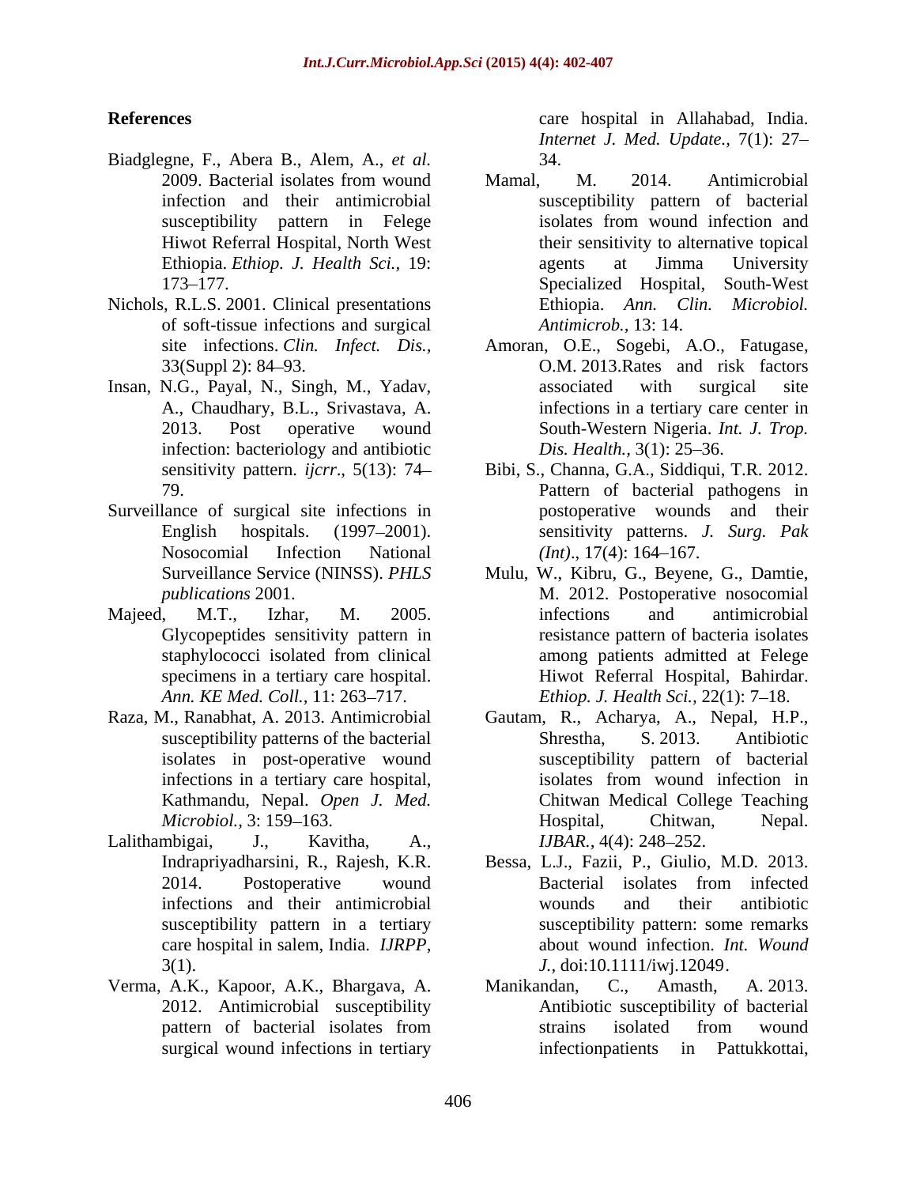## References

Biadglegne, F., Abera B., Alem, A., *et al.* 2009. Bacterial isolates from wound infection and their antimicrobial susceptibility pattern in Felege Hiwot Referral Hospital, North West Ethiopia. *Ethiop. J. Health Sci.,* 19: 173–177.

Nichols, R.L.S. 2001. Clinical presentations of soft-tissue infections and surgical site infections. *Clin. Infect. Dis.,* 33(Suppl 2): 84–93.

Insan, N.G., Payal, N., Singh, M., Yadav, A., Chaudhary, B.L., Srivastava, A. 2013. Post operative wound infection: bacteriology and antibiotic sensitivity pattern. *ijcrr*., 5(13): 74–79.

Surveillance of surgical site infections in English hospitals. (1997–2001). Nosocomial Infection National Surveillance Service (NINSS). *PHLS publications* 2001.

Majeed, M.T., Izhar, M. 2005. Glycopeptides sensitivity pattern in staphylococci isolated from clinical specimens in a tertiary care hospital. *Ann. KE Med. Coll.,* 11: 263–717.

Raza, M., Ranabhat, A. 2013. Antimicrobial susceptibility patterns of the bacterial isolates in post-operative wound infections in a tertiary care hospital, Kathmandu, Nepal. *Open J. Med. Microbiol.,* 3: 159–163.

Lalithambigai, J., Kavitha, A., Indrapriyadharsini, R., Rajesh, K.R. 2014. Postoperative wound infections and their antimicrobial susceptibility pattern in a tertiary care hospital in salem, India. *IJRPP,* 3(1).

Verma, A.K., Kapoor, A.K., Bhargava, A. 2012. Antimicrobial susceptibility pattern of bacterial isolates from surgical wound infections in tertiary care hospital in Allahabad, India. *Internet J. Med. Update.,* 7(1): 27–34.

Mamal, M. 2014. Antimicrobial susceptibility pattern of bacterial isolates from wound infection and their sensitivity to alternative topical agents at Jimma University Specialized Hospital, South-West Ethiopia. *Ann. Clin. Microbiol. Antimicrob.,* 13: 14.

Amoran, O.E., Sogebi, A.O., Fatugase, O.M. 2013.Rates and risk factors associated with surgical site infections in a tertiary care center in South-Western Nigeria. *Int. J. Trop. Dis. Health.,* 3(1): 25–36.

Bibi, S., Channa, G.A., Siddiqui, T.R. 2012. Pattern of bacterial pathogens in postoperative wounds and their sensitivity patterns. *J. Surg. Pak (Int)*., 17(4): 164–167.

Mulu, W., Kibru, G., Beyene, G., Damtie, M. 2012. Postoperative nosocomial infections and antimicrobial resistance pattern of bacteria isolates among patients admitted at Felege Hiwot Referral Hospital, Bahirdar. *Ethiop. J. Health Sci.,* 22(1): 7–18.

Gautam, R., Acharya, A., Nepal, H.P., Shrestha, S. 2013. Antibiotic susceptibility pattern of bacterial isolates from wound infection in Chitwan Medical College Teaching Hospital, Chitwan, Nepal. *IJBAR.,* 4(4): 248–252.

Bessa, L.J., Fazii, P., Giulio, M.D. 2013. Bacterial isolates from infected wounds and their antibiotic susceptibility pattern: some remarks about wound infection. *Int. Wound J.,* doi:10.1111/iwj.12049.

Manikandan, C., Amasth, A. 2013. Antibiotic susceptibility of bacterial strains isolated from wound infectionpatients in Pattukkottai,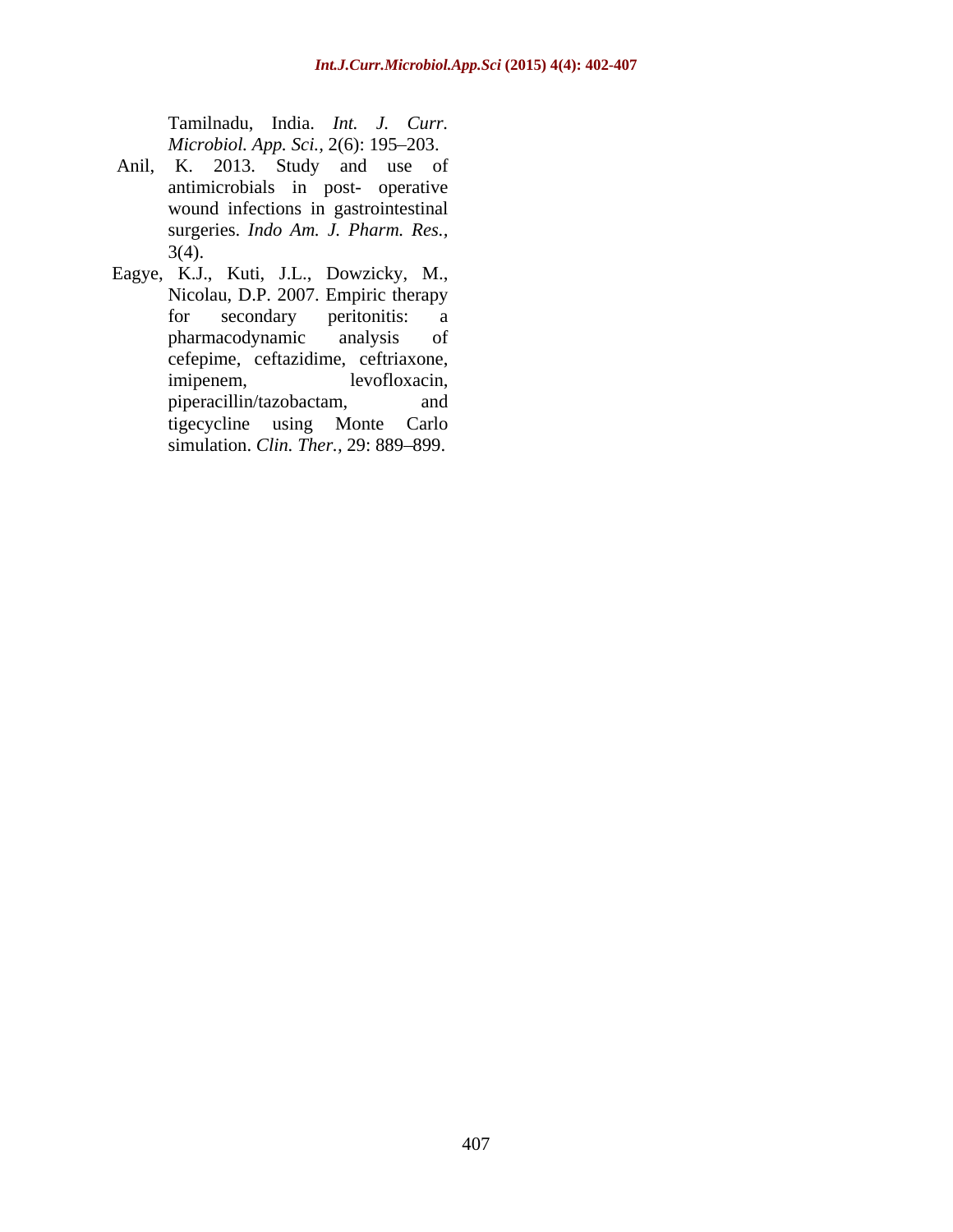Tamilnadu, India. *Int. J. Curr. Microbiol. App. Sci.,* 2(6): 195–203.

Anil, K. 2013. Study and use of antimicrobials in post- operative wound infections in gastrointestinal surgeries. *Indo Am. J. Pharm. Res.*, 3(4).

Eagye, K.J., Kuti, J.L., Dowzicky, M., Nicolau, D.P. 2007. Empiric therapy for secondary peritonitis: a pharmacodynamic analysis of cefepime, ceftazidime, ceftriaxone, imipenem, levofloxacin, piperacillin/tazobactam, and tigecycline using Monte Carlo simulation. *Clin. Ther.,* 29: 889–899.